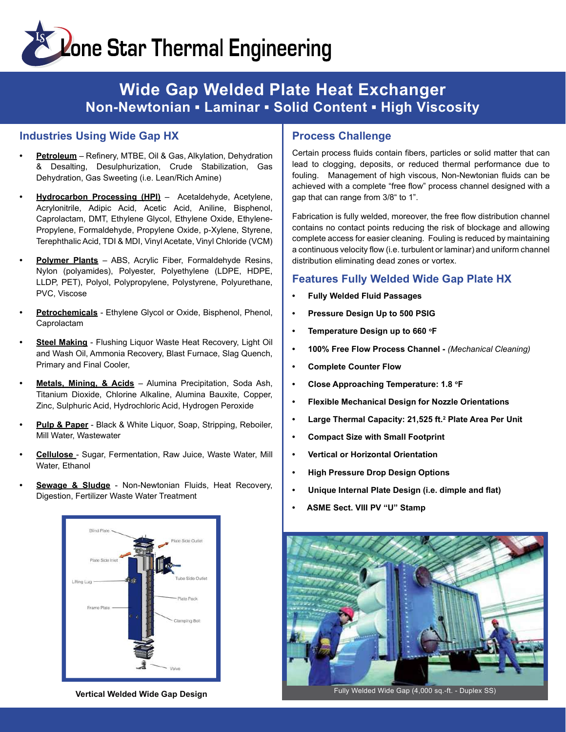# Lone Star Thermal Engineering

## Wide Gap Welded Plate Heat Exchanger

### Non-Newtonian ▪ Laminar ▪ Solid Content ▪ High Viscosity

## Industries Using Wide Gap HX

- **Petroleum** – Refinery, MTBE, Oil & Gas, Alkylation, Dehydration & Desalting, Desulphurization, Crude Stabilization, Gas Dehydration, Gas Sweeting (i.e. Lean/Rich Amine)
- **Hydrocarbon Processing (HPI)** – Acetaldehyde, Acetylene, Acrylonitrile, Adipic Acid, Acetic Acid, Aniline, Bisphenol, Caprolactam, DMT, Ethylene Glycol, Ethylene Oxide, Ethylene-Propylene, Formaldehyde, Propylene Oxide, p-Xylene, Styrene, Terephthalic Acid, TDI & MDI, Vinyl Acetate, Vinyl Chloride (VCM)
- **Polymer Plants** – ABS, Acrylic Fiber, Formaldehyde Resins, Nylon (polyamides), Polyester, Polyethylene (LDPE, HDPE, LLDP, PET), Polyol, Polypropylene, Polystyrene, Polyurethane, PVC, Viscose
- **Petrochemicals** - Ethylene Glycol or Oxide, Bisphenol, Phenol, Caprolactam
- **Steel Making** - Flushing Liquor Waste Heat Recovery, Light Oil and Wash Oil, Ammonia Recovery, Blast Furnace, Slag Quench, Primary and Final Cooler,
- **Metals, Mining, & Acids** – Alumina Precipitation, Soda Ash, Titanium Dioxide, Chlorine Alkaline, Alumina Bauxite, Copper, Zinc, Sulphuric Acid, Hydrochloric Acid, Hydrogen Peroxide
- **Pulp & Paper** - Black & White Liquor, Soap, Stripping, Reboiler, Mill Water, Wastewater
- **Cellulose** - Sugar, Fermentation, Raw Juice, Waste Water, Mill Water, Ethanol
- **Sewage & Sludge** - Non-Newtonian Fluids, Heat Recovery, Digestion, Fertilizer Waste Water Treatment

Blind Plate, Plate Side Outlet, Plate Side Inlet, Lifting Lug, Tube Side Outlet, Plate Pack, Frame Plate, Clamping Bolt, Valve

**Vertical Welded Wide Gap Design**

## Process Challenge

Certain process fluids contain fibers, particles or solid matter that can lead to clogging, deposits, or reduced thermal performance due to fouling. Management of high viscous, Non-Newtonian fluids can be achieved with a complete "free flow" process channel designed with a gap that can range from 3/8" to 1".

Fabrication is fully welded, moreover, the free flow distribution channel contains no contact points reducing the risk of blockage and allowing complete access for easier cleaning. Fouling is reduced by maintaining a continuous velocity flow (i.e. turbulent or laminar) and uniform channel distribution eliminating dead zones or vortex.

## Features Fully Welded Wide Gap Plate HX

- **Fully Welded Fluid Passages**
- **Pressure Design Up to 500 PSIG**
- **Temperature Design up to 660 °F**
- **100% Free Flow Process Channel -** *(Mechanical Cleaning)*
- **Complete Counter Flow**
- **Close Approaching Temperature: 1.8 °F**
- **Flexible Mechanical Design for Nozzle Orientations**
- **Large Thermal Capacity: 21,525 ft.$^2$ Plate Area Per Unit**
- **Compact Size with Small Footprint**
- **Vertical or Horizontal Orientation**
- **High Pressure Drop Design Options**
- **Unique Internal Plate Design (i.e. dimple and flat)**
- **ASME Sect. VIII PV "U" Stamp**

Fully Welded Wide Gap (4,000 sq.-ft. - Duplex SS)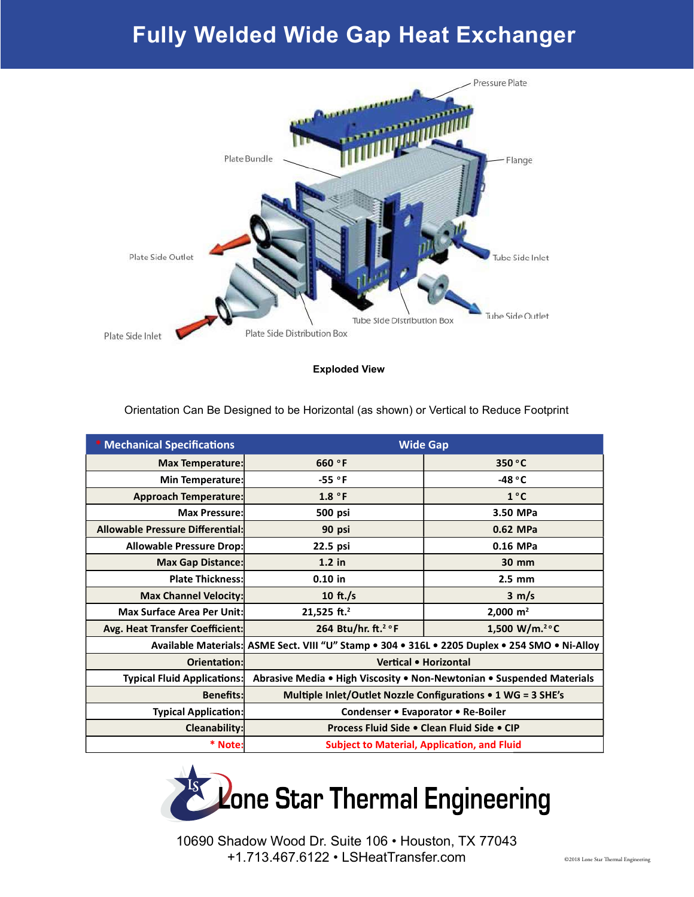# Fully Welded Wide Gap Heat Exchanger

Pressure Plate

Plate Bundle

Flange

Plate Side Outlet

Tube Side Inlet

Tube Side Outlet

Tube Side Distribution Box

Plate Side Inlet

Plate Side Distribution Box

**Exploded View**

Orientation Can Be Designed to be Horizontal (as shown) or Vertical to Reduce Footprint

| * Mechanical Specifications | Wide Gap | |
|---|---|---|
| Max Temperature: | 660 °F | 350 °C |
| Min Temperature: | -55 °F | -48 °C |
| Approach Temperature: | 1.8 °F | 1 °C |
| Max Pressure: | 500 psi | 3.50 MPa |
| Allowable Pressure Differential: | 90 psi | 0.62 MPa |
| Allowable Pressure Drop: | 22.5 psi | 0.16 MPa |
| Max Gap Distance: | 1.2 in | 30 mm |
| Plate Thickness: | 0.10 in | 2.5 mm |
| Max Channel Velocity: | 10 ft./s | 3 m/s |
| Max Surface Area Per Unit: | 21,525 ft.$^2$ | 2,000 m$^2$ |
| Avg. Heat Transfer Coefficient: | 264 Btu/hr. ft.$^2$ °F | 1,500 W/m.$^2$ °C |
| Available Materials: | ASME Sect. VIII “U” Stamp • 304 • 316L • 2205 Duplex • 254 SMO • Ni-Alloy | |
| Orientation: | Vertical • Horizontal | |
| Typical Fluid Applications: | Abrasive Media • High Viscosity • Non-Newtonian • Suspended Materials | |
| Benefits: | Multiple Inlet/Outlet Nozzle Configurations • 1 WG = 3 SHE’s | |
| Typical Application: | Condenser • Evaporator • Re-Boiler | |
| Cleanability: | Process Fluid Side • Clean Fluid Side • CIP | |
| * Note: | Subject to Material, Application, and Fluid | |

Lone Star Thermal Engineering

10690 Shadow Wood Dr. Suite 106 • Houston, TX 77043
+1.713.467.6122 • LSHeatTransfer.com

©2018 Lone Star Thermal Engineering